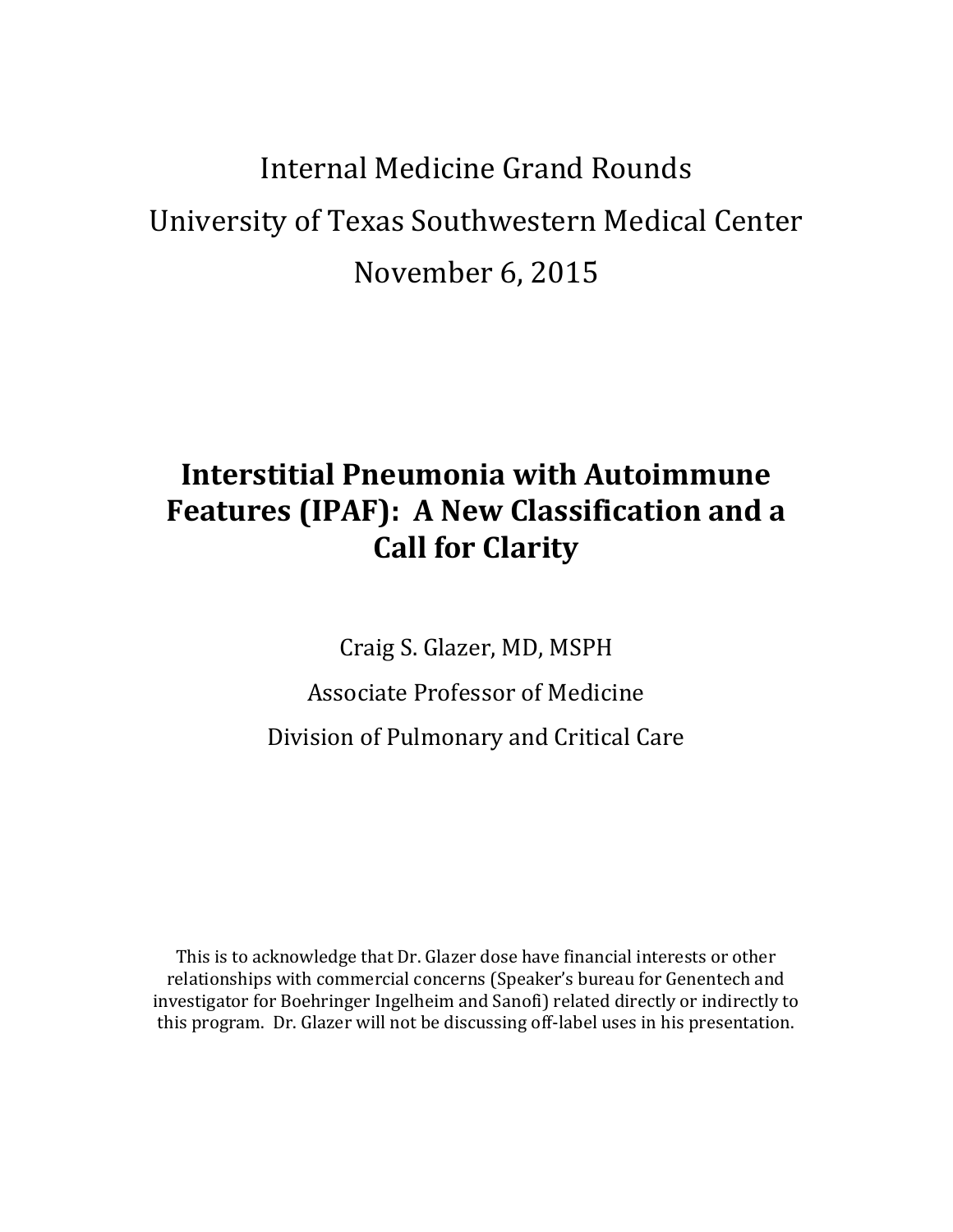Internal Medicine Grand Rounds

University of Texas Southwestern Medical Center

November 6, 2015

# Interstitial Pneumonia with Autoimmune Features (IPAF): A New Classification and a Call for Clarity

Craig S. Glazer, MD, MSPH

Associate Professor of Medicine

Division of Pulmonary and Critical Care

This is to acknowledge that Dr. Glazer dose have financial interests or other relationships with commercial concerns (Speaker's bureau for Genentech and investigator for Boehringer Ingelheim and Sanofi) related directly or indirectly to this program. Dr. Glazer will not be discussing off-label uses in his presentation.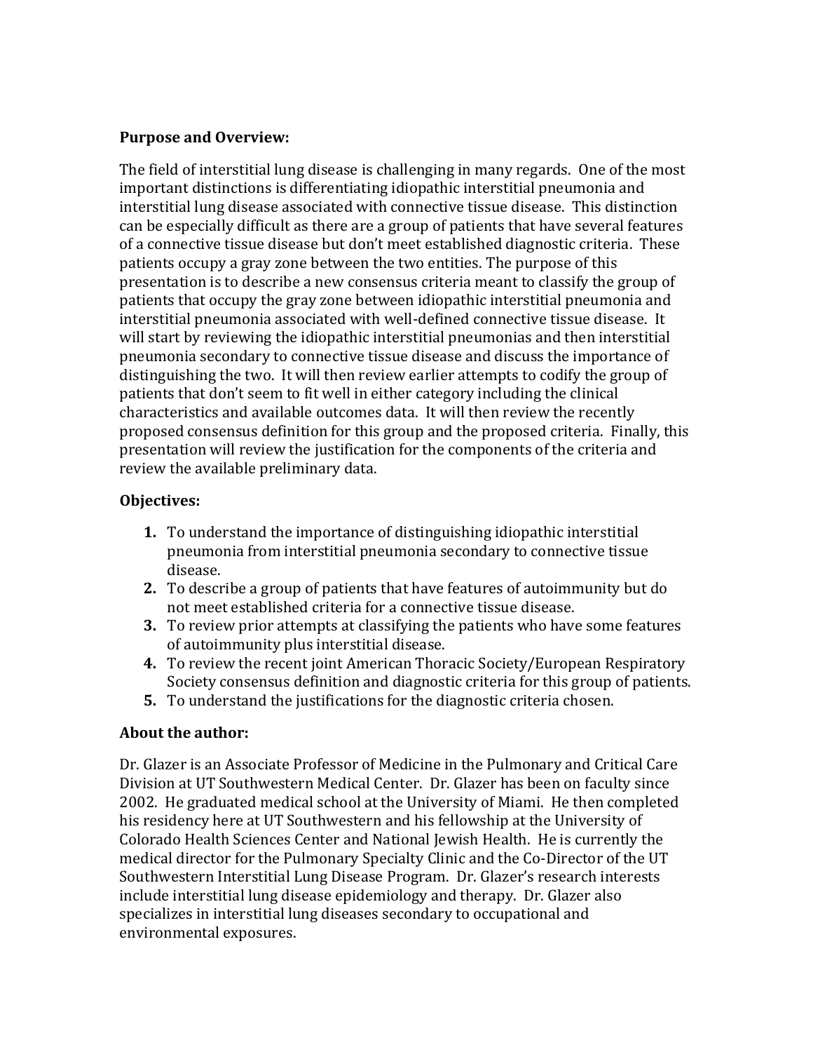**Purpose and Overview:**

The field of interstitial lung disease is challenging in many regards. One of the most important distinctions is differentiating idiopathic interstitial pneumonia and interstitial lung disease associated with connective tissue disease. This distinction can be especially difficult as there are a group of patients that have several features of a connective tissue disease but don't meet established diagnostic criteria. These patients occupy a gray zone between the two entities. The purpose of this presentation is to describe a new consensus criteria meant to classify the group of patients that occupy the gray zone between idiopathic interstitial pneumonia and interstitial pneumonia associated with well-defined connective tissue disease. It will start by reviewing the idiopathic interstitial pneumonias and then interstitial pneumonia secondary to connective tissue disease and discuss the importance of distinguishing the two. It will then review earlier attempts to codify the group of patients that don't seem to fit well in either category including the clinical characteristics and available outcomes data. It will then review the recently proposed consensus definition for this group and the proposed criteria. Finally, this presentation will review the justification for the components of the criteria and review the available preliminary data.

**Objectives:**

1. To understand the importance of distinguishing idiopathic interstitial pneumonia from interstitial pneumonia secondary to connective tissue disease.
2. To describe a group of patients that have features of autoimmunity but do not meet established criteria for a connective tissue disease.
3. To review prior attempts at classifying the patients who have some features of autoimmunity plus interstitial disease.
4. To review the recent joint American Thoracic Society/European Respiratory Society consensus definition and diagnostic criteria for this group of patients.
5. To understand the justifications for the diagnostic criteria chosen.

**About the author:**

Dr. Glazer is an Associate Professor of Medicine in the Pulmonary and Critical Care Division at UT Southwestern Medical Center. Dr. Glazer has been on faculty since 2002. He graduated medical school at the University of Miami. He then completed his residency here at UT Southwestern and his fellowship at the University of Colorado Health Sciences Center and National Jewish Health. He is currently the medical director for the Pulmonary Specialty Clinic and the Co-Director of the UT Southwestern Interstitial Lung Disease Program. Dr. Glazer's research interests include interstitial lung disease epidemiology and therapy. Dr. Glazer also specializes in interstitial lung diseases secondary to occupational and environmental exposures.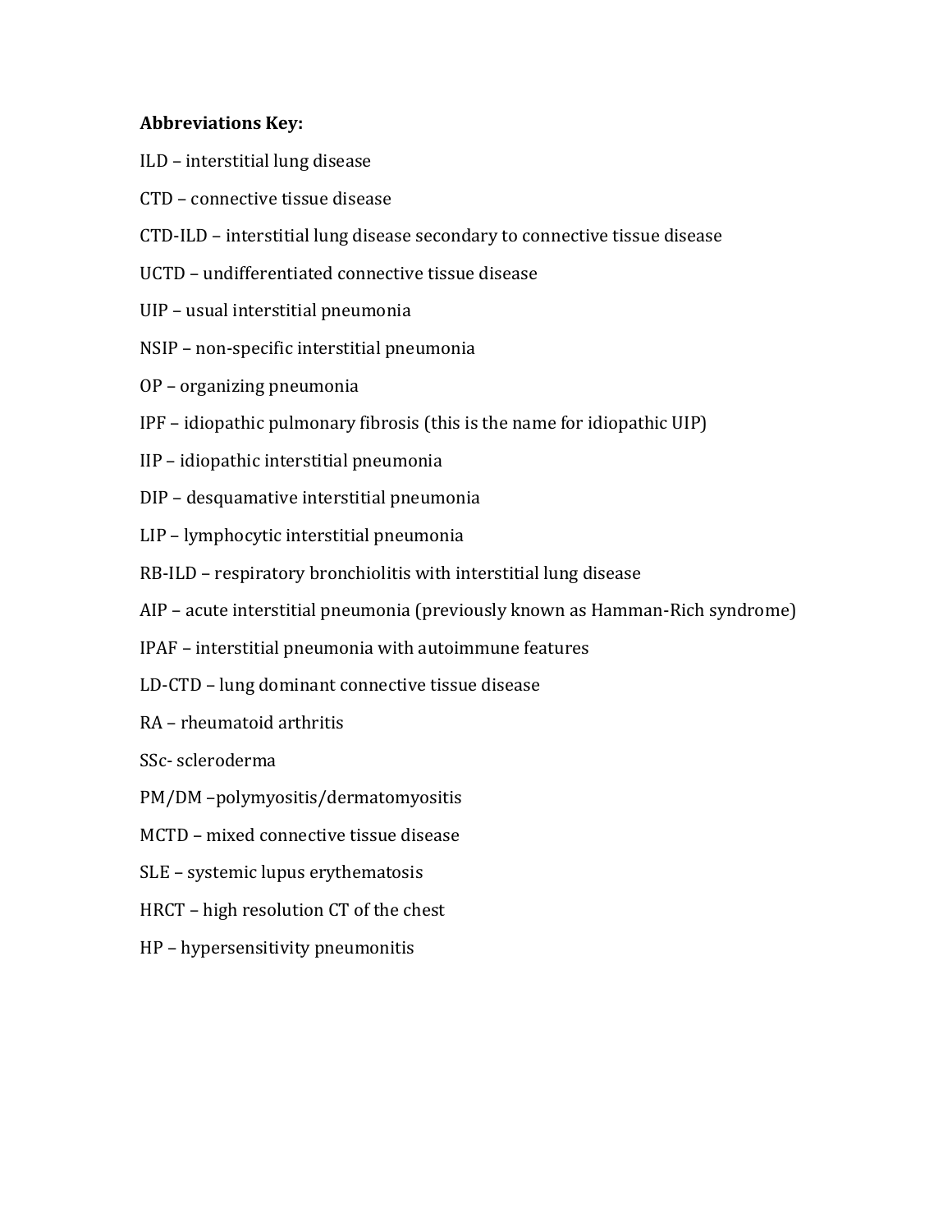**Abbreviations Key:**

ILD – interstitial lung disease

CTD – connective tissue disease

CTD-ILD – interstitial lung disease secondary to connective tissue disease

UCTD – undifferentiated connective tissue disease

UIP – usual interstitial pneumonia

NSIP – non-specific interstitial pneumonia

OP – organizing pneumonia

IPF – idiopathic pulmonary fibrosis (this is the name for idiopathic UIP)

IIP – idiopathic interstitial pneumonia

DIP – desquamative interstitial pneumonia

LIP – lymphocytic interstitial pneumonia

RB-ILD – respiratory bronchiolitis with interstitial lung disease

AIP – acute interstitial pneumonia (previously known as Hamman-Rich syndrome)

IPAF – interstitial pneumonia with autoimmune features

LD-CTD – lung dominant connective tissue disease

RA – rheumatoid arthritis

SSc- scleroderma

PM/DM –polymyositis/dermatomyositis

MCTD – mixed connective tissue disease

SLE – systemic lupus erythematosis

HRCT – high resolution CT of the chest

HP – hypersensitivity pneumonitis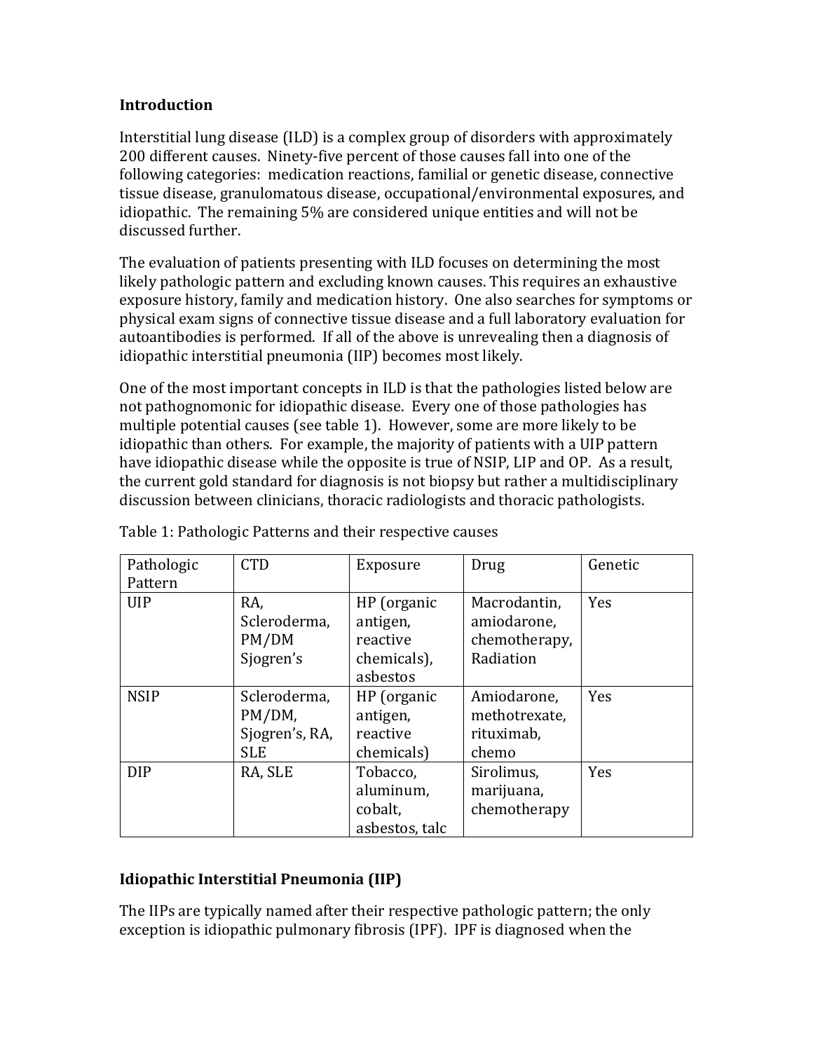**Introduction**

Interstitial lung disease (ILD) is a complex group of disorders with approximately 200 different causes. Ninety-five percent of those causes fall into one of the following categories: medication reactions, familial or genetic disease, connective tissue disease, granulomatous disease, occupational/environmental exposures, and idiopathic. The remaining 5% are considered unique entities and will not be discussed further.

The evaluation of patients presenting with ILD focuses on determining the most likely pathologic pattern and excluding known causes. This requires an exhaustive exposure history, family and medication history. One also searches for symptoms or physical exam signs of connective tissue disease and a full laboratory evaluation for autoantibodies is performed. If all of the above is unrevealing then a diagnosis of idiopathic interstitial pneumonia (IIP) becomes most likely.

One of the most important concepts in ILD is that the pathologies listed below are not pathognomonic for idiopathic disease. Every one of those pathologies has multiple potential causes (see table 1). However, some are more likely to be idiopathic than others. For example, the majority of patients with a UIP pattern have idiopathic disease while the opposite is true of NSIP, LIP and OP. As a result, the current gold standard for diagnosis is not biopsy but rather a multidisciplinary discussion between clinicians, thoracic radiologists and thoracic pathologists.

Table 1: Pathologic Patterns and their respective causes

| Pathologic Pattern | CTD | Exposure | Drug | Genetic |
|---|---|---|---|---|
| UIP | RA, Scleroderma, PM/DM Sjogren's | HP (organic antigen, reactive chemicals), asbestos | Macrodantin, amiodarone, chemotherapy, Radiation | Yes |
| NSIP | Scleroderma, PM/DM, Sjogren's, RA, SLE | HP (organic antigen, reactive chemicals) | Amiodarone, methotrexate, rituximab, chemo | Yes |
| DIP | RA, SLE | Tobacco, aluminum, cobalt, asbestos, talc | Sirolimus, marijuana, chemotherapy | Yes |

**Idiopathic Interstitial Pneumonia (IIP)**

The IIPs are typically named after their respective pathologic pattern; the only exception is idiopathic pulmonary fibrosis (IPF). IPF is diagnosed when the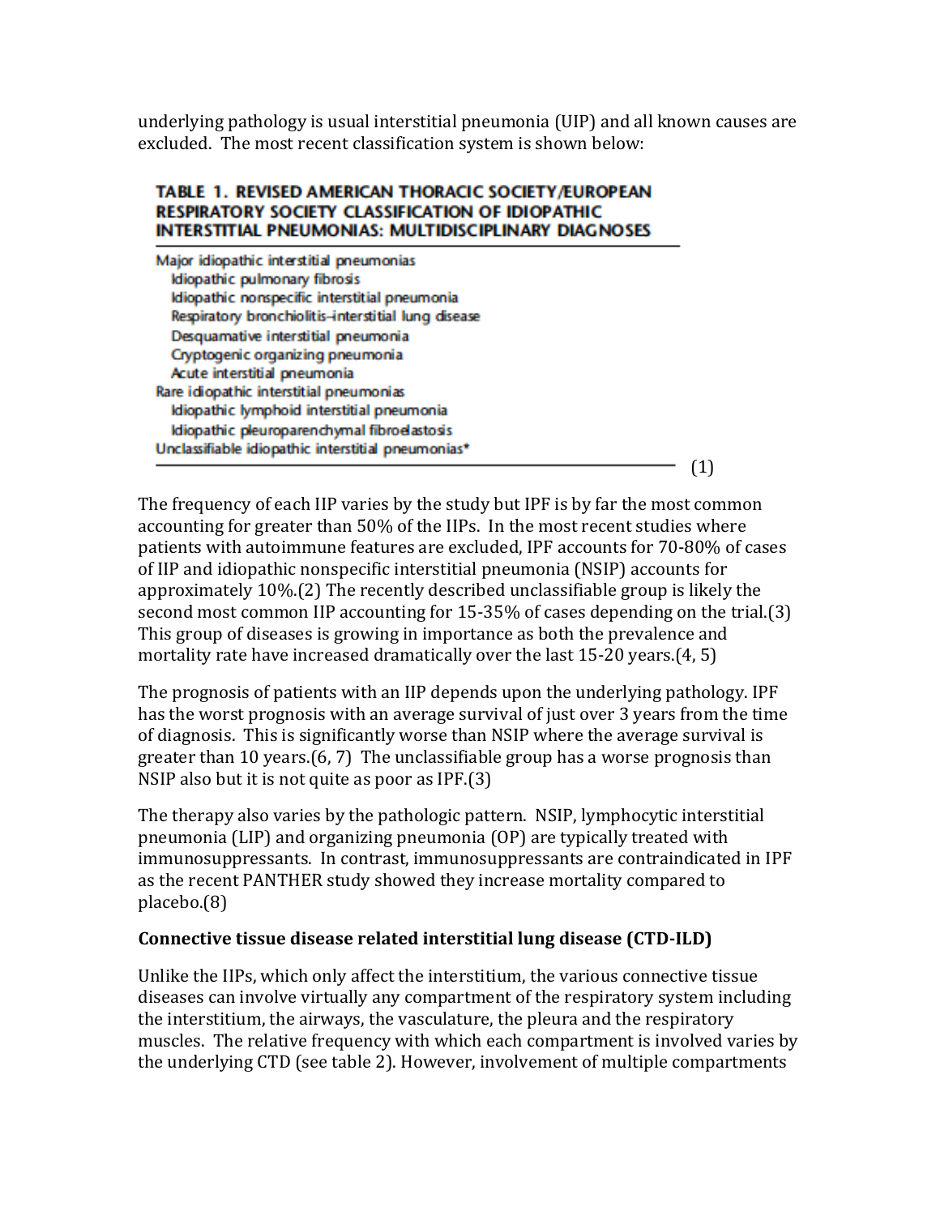underlying pathology is usual interstitial pneumonia (UIP) and all known causes are excluded. The most recent classification system is shown below:

**TABLE 1. REVISED AMERICAN THORACIC SOCIETY/EUROPEAN RESPIRATORY SOCIETY CLASSIFICATION OF IDIOPATHIC INTERSTITIAL PNEUMONIAS: MULTIDISCIPLINARY DIAGNOSES**

| |
|---|
| Major idiopathic interstitial pneumonias |
| Idiopathic pulmonary fibrosis |
| Idiopathic nonspecific interstitial pneumonia |
| Respiratory bronchiolitis–interstitial lung disease |
| Desquamative interstitial pneumonia |
| Cryptogenic organizing pneumonia |
| Acute interstitial pneumonia |
| Rare idiopathic interstitial pneumonias |
| Idiopathic lymphoid interstitial pneumonia |
| Idiopathic pleuroparenchymal fibroelastosis |
| Unclassifiable idiopathic interstitial pneumonias* |

(1)

The frequency of each IIP varies by the study but IPF is by far the most common accounting for greater than 50% of the IIPs. In the most recent studies where patients with autoimmune features are excluded, IPF accounts for 70-80% of cases of IIP and idiopathic nonspecific interstitial pneumonia (NSIP) accounts for approximately 10%.(2) The recently described unclassifiable group is likely the second most common IIP accounting for 15-35% of cases depending on the trial.(3) This group of diseases is growing in importance as both the prevalence and mortality rate have increased dramatically over the last 15-20 years.(4, 5)

The prognosis of patients with an IIP depends upon the underlying pathology. IPF has the worst prognosis with an average survival of just over 3 years from the time of diagnosis. This is significantly worse than NSIP where the average survival is greater than 10 years.(6, 7) The unclassifiable group has a worse prognosis than NSIP also but it is not quite as poor as IPF.(3)

The therapy also varies by the pathologic pattern. NSIP, lymphocytic interstitial pneumonia (LIP) and organizing pneumonia (OP) are typically treated with immunosuppressants. In contrast, immunosuppressants are contraindicated in IPF as the recent PANTHER study showed they increase mortality compared to placebo.(8)

**Connective tissue disease related interstitial lung disease (CTD-ILD)**

Unlike the IIPs, which only affect the interstitium, the various connective tissue diseases can involve virtually any compartment of the respiratory system including the interstitium, the airways, the vasculature, the pleura and the respiratory muscles. The relative frequency with which each compartment is involved varies by the underlying CTD (see table 2). However, involvement of multiple compartments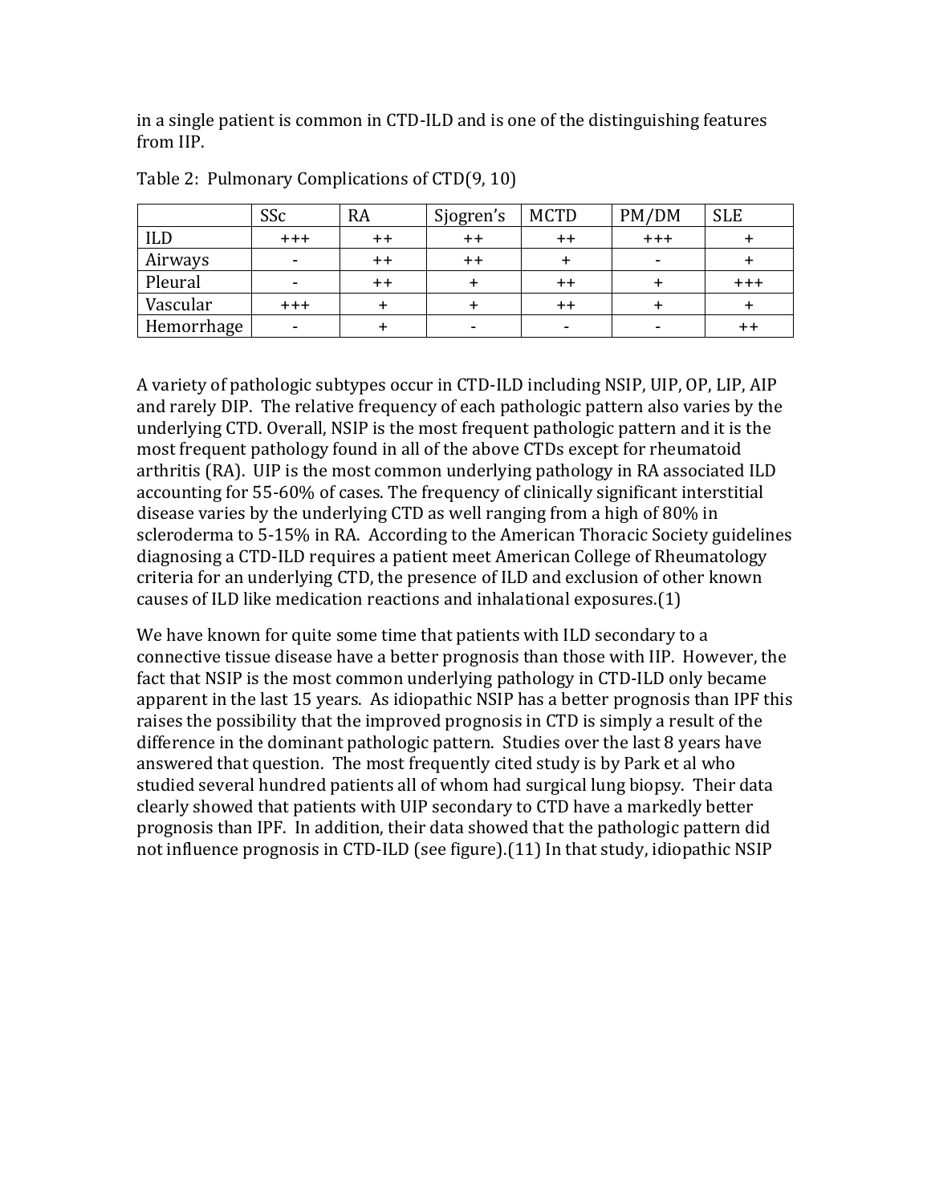in a single patient is common in CTD-ILD and is one of the distinguishing features from IIP.

Table 2: Pulmonary Complications of CTD(9, 10)

| | SSc | RA | Sjogren's | MCTD | PM/DM | SLE |
|---|---|---|---|---|---|---|
| ILD | +++ | ++ | ++ | ++ | +++ | + |
| Airways | - | ++ | ++ | + | - | + |
| Pleural | - | ++ | + | ++ | + | +++ |
| Vascular | +++ | + | + | ++ | + | + |
| Hemorrhage | - | + | - | - | - | ++ |

A variety of pathologic subtypes occur in CTD-ILD including NSIP, UIP, OP, LIP, AIP and rarely DIP. The relative frequency of each pathologic pattern also varies by the underlying CTD. Overall, NSIP is the most frequent pathologic pattern and it is the most frequent pathology found in all of the above CTDs except for rheumatoid arthritis (RA). UIP is the most common underlying pathology in RA associated ILD accounting for 55-60% of cases. The frequency of clinically significant interstitial disease varies by the underlying CTD as well ranging from a high of 80% in scleroderma to 5-15% in RA. According to the American Thoracic Society guidelines diagnosing a CTD-ILD requires a patient meet American College of Rheumatology criteria for an underlying CTD, the presence of ILD and exclusion of other known causes of ILD like medication reactions and inhalational exposures.(1)

We have known for quite some time that patients with ILD secondary to a connective tissue disease have a better prognosis than those with IIP. However, the fact that NSIP is the most common underlying pathology in CTD-ILD only became apparent in the last 15 years. As idiopathic NSIP has a better prognosis than IPF this raises the possibility that the improved prognosis in CTD is simply a result of the difference in the dominant pathologic pattern. Studies over the last 8 years have answered that question. The most frequently cited study is by Park et al who studied several hundred patients all of whom had surgical lung biopsy. Their data clearly showed that patients with UIP secondary to CTD have a markedly better prognosis than IPF. In addition, their data showed that the pathologic pattern did not influence prognosis in CTD-ILD (see figure).(11) In that study, idiopathic NSIP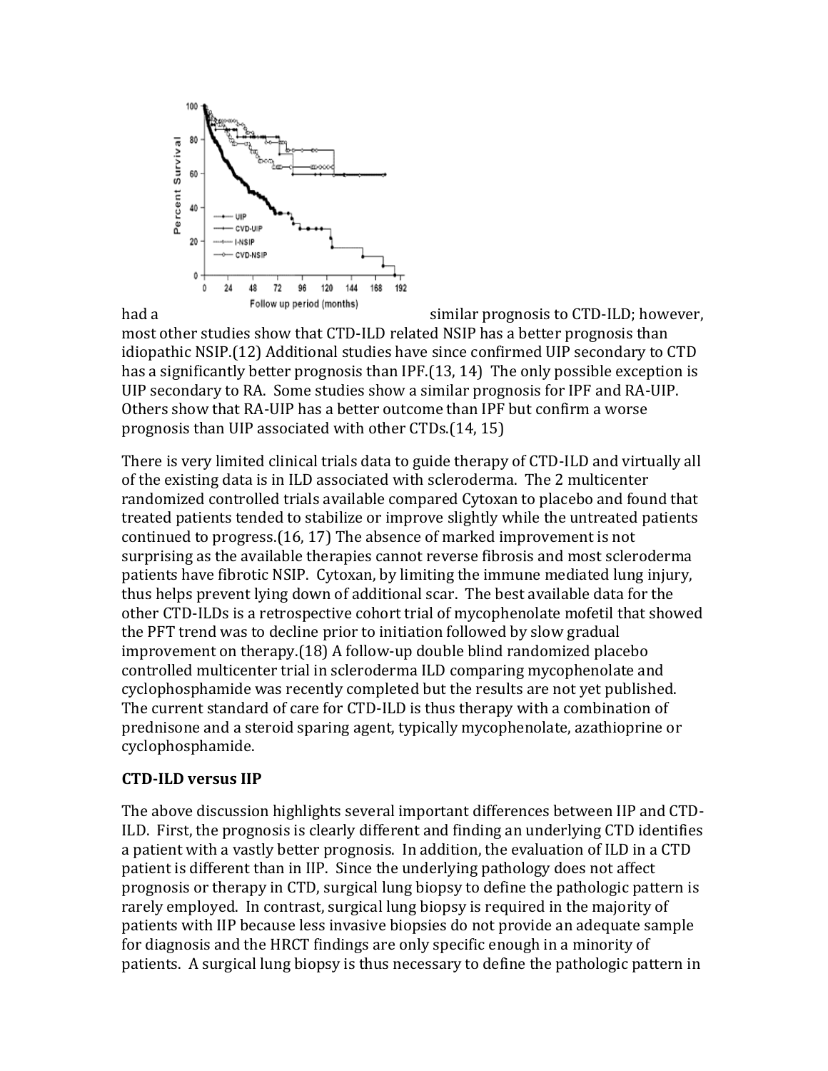had a similar prognosis to CTD-ILD; however, most other studies show that CTD-ILD related NSIP has a better prognosis than idiopathic NSIP.(12) Additional studies have since confirmed UIP secondary to CTD has a significantly better prognosis than IPF.(13, 14) The only possible exception is UIP secondary to RA. Some studies show a similar prognosis for IPF and RA-UIP. Others show that RA-UIP has a better outcome than IPF but confirm a worse prognosis than UIP associated with other CTDs.(14, 15)

There is very limited clinical trials data to guide therapy of CTD-ILD and virtually all of the existing data is in ILD associated with scleroderma. The 2 multicenter randomized controlled trials available compared Cytoxan to placebo and found that treated patients tended to stabilize or improve slightly while the untreated patients continued to progress.(16, 17) The absence of marked improvement is not surprising as the available therapies cannot reverse fibrosis and most scleroderma patients have fibrotic NSIP. Cytoxan, by limiting the immune mediated lung injury, thus helps prevent lying down of additional scar. The best available data for the other CTD-ILDs is a retrospective cohort trial of mycophenolate mofetil that showed the PFT trend was to decline prior to initiation followed by slow gradual improvement on therapy.(18) A follow-up double blind randomized placebo controlled multicenter trial in scleroderma ILD comparing mycophenolate and cyclophosphamide was recently completed but the results are not yet published. The current standard of care for CTD-ILD is thus therapy with a combination of prednisone and a steroid sparing agent, typically mycophenolate, azathioprine or cyclophosphamide.

**CTD-ILD versus IIP**

The above discussion highlights several important differences between IIP and CTD-ILD. First, the prognosis is clearly different and finding an underlying CTD identifies a patient with a vastly better prognosis. In addition, the evaluation of ILD in a CTD patient is different than in IIP. Since the underlying pathology does not affect prognosis or therapy in CTD, surgical lung biopsy to define the pathologic pattern is rarely employed. In contrast, surgical lung biopsy is required in the majority of patients with IIP because less invasive biopsies do not provide an adequate sample for diagnosis and the HRCT findings are only specific enough in a minority of patients. A surgical lung biopsy is thus necessary to define the pathologic pattern in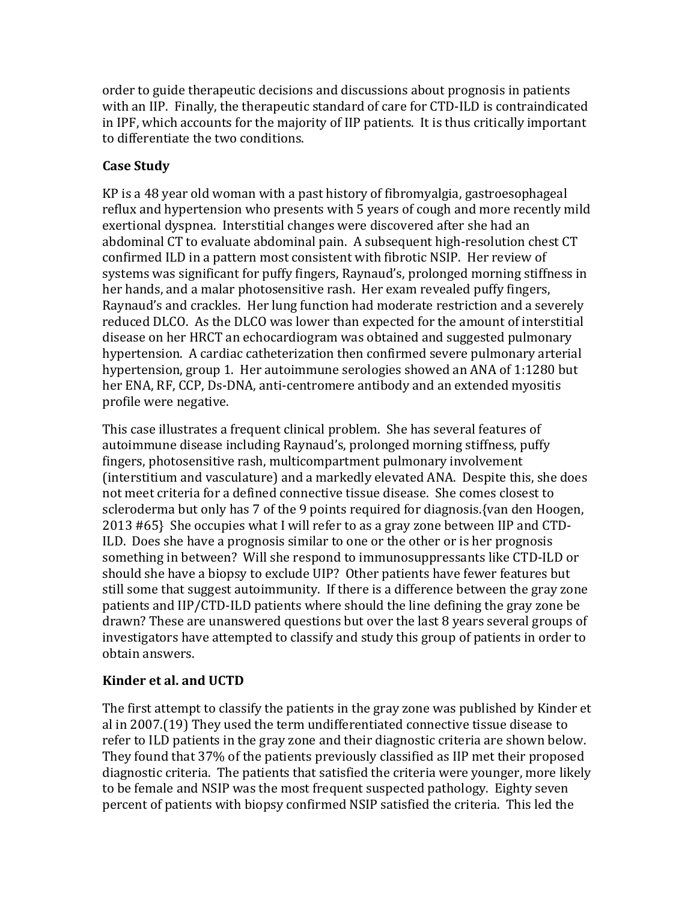order to guide therapeutic decisions and discussions about prognosis in patients with an IIP. Finally, the therapeutic standard of care for CTD-ILD is contraindicated in IPF, which accounts for the majority of IIP patients. It is thus critically important to differentiate the two conditions.

### Case Study

KP is a 48 year old woman with a past history of fibromyalgia, gastroesophageal reflux and hypertension who presents with 5 years of cough and more recently mild exertional dyspnea. Interstitial changes were discovered after she had an abdominal CT to evaluate abdominal pain. A subsequent high-resolution chest CT confirmed ILD in a pattern most consistent with fibrotic NSIP. Her review of systems was significant for puffy fingers, Raynaud's, prolonged morning stiffness in her hands, and a malar photosensitive rash. Her exam revealed puffy fingers, Raynaud's and crackles. Her lung function had moderate restriction and a severely reduced DLCO. As the DLCO was lower than expected for the amount of interstitial disease on her HRCT an echocardiogram was obtained and suggested pulmonary hypertension. A cardiac catheterization then confirmed severe pulmonary arterial hypertension, group 1. Her autoimmune serologies showed an ANA of 1:1280 but her ENA, RF, CCP, Ds-DNA, anti-centromere antibody and an extended myositis profile were negative.

This case illustrates a frequent clinical problem. She has several features of autoimmune disease including Raynaud's, prolonged morning stiffness, puffy fingers, photosensitive rash, multicompartment pulmonary involvement (interstitium and vasculature) and a markedly elevated ANA. Despite this, she does not meet criteria for a defined connective tissue disease. She comes closest to scleroderma but only has 7 of the 9 points required for diagnosis.{van den Hoogen, 2013 #65} She occupies what I will refer to as a gray zone between IIP and CTD-ILD. Does she have a prognosis similar to one or the other or is her prognosis something in between? Will she respond to immunosuppressants like CTD-ILD or should she have a biopsy to exclude UIP? Other patients have fewer features but still some that suggest autoimmunity. If there is a difference between the gray zone patients and IIP/CTD-ILD patients where should the line defining the gray zone be drawn? These are unanswered questions but over the last 8 years several groups of investigators have attempted to classify and study this group of patients in order to obtain answers.

### Kinder et al. and UCTD

The first attempt to classify the patients in the gray zone was published by Kinder et al in 2007.(19) They used the term undifferentiated connective tissue disease to refer to ILD patients in the gray zone and their diagnostic criteria are shown below. They found that 37% of the patients previously classified as IIP met their proposed diagnostic criteria. The patients that satisfied the criteria were younger, more likely to be female and NSIP was the most frequent suspected pathology. Eighty seven percent of patients with biopsy confirmed NSIP satisfied the criteria. This led the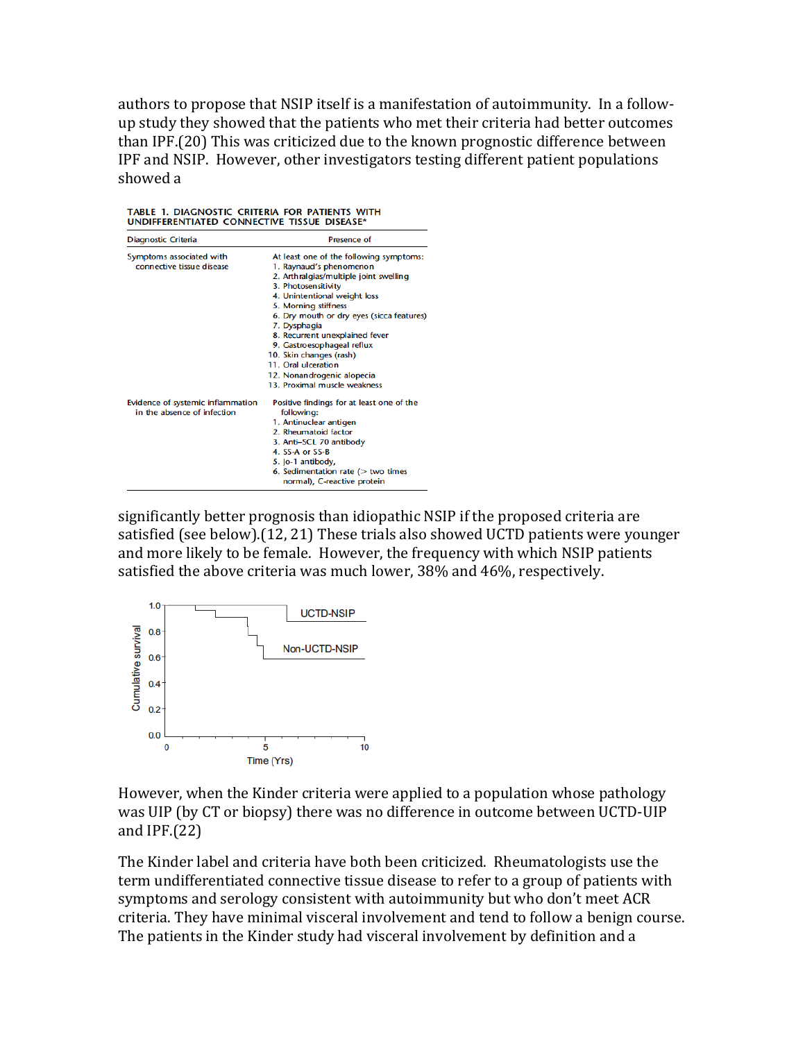authors to propose that NSIP itself is a manifestation of autoimmunity. In a follow-up study they showed that the patients who met their criteria had better outcomes than IPF.(20) This was criticized due to the known prognostic difference between IPF and NSIP. However, other investigators testing different patient populations showed a

TABLE 1. DIAGNOSTIC CRITERIA FOR PATIENTS WITH UNDIFFERENTIATED CONNECTIVE TISSUE DISEASE*

| Diagnostic Criteria | Presence of |
|---|---|
| Symptoms associated with connective tissue disease | At least one of the following symptoms: 1. Raynaud's phenomenon 2. Arthralgias/multiple joint swelling 3. Photosensitivity 4. Unintentional weight loss 5. Morning stiffness 6. Dry mouth or dry eyes (sicca features) 7. Dysphagia 8. Recurrent unexplained fever 9. Gastroesophageal reflux 10. Skin changes (rash) 11. Oral ulceration 12. Nonandrogenic alopecia 13. Proximal muscle weakness |
| Evidence of systemic inflammation in the absence of infection | Positive findings for at least one of the following: 1. Antinuclear antigen 2. Rheumatoid factor 3. Anti-SCL 70 antibody 4. SS-A or SS-B 5. Jo-1 antibody, 6. Sedimentation rate (> two times normal), C-reactive protein |

significantly better prognosis than idiopathic NSIP if the proposed criteria are satisfied (see below).(12, 21) These trials also showed UCTD patients were younger and more likely to be female. However, the frequency with which NSIP patients satisfied the above criteria was much lower, 38% and 46%, respectively.

However, when the Kinder criteria were applied to a population whose pathology was UIP (by CT or biopsy) there was no difference in outcome between UCTD-UIP and IPF.(22)

The Kinder label and criteria have both been criticized. Rheumatologists use the term undifferentiated connective tissue disease to refer to a group of patients with symptoms and serology consistent with autoimmunity but who don't meet ACR criteria. They have minimal visceral involvement and tend to follow a benign course. The patients in the Kinder study had visceral involvement by definition and a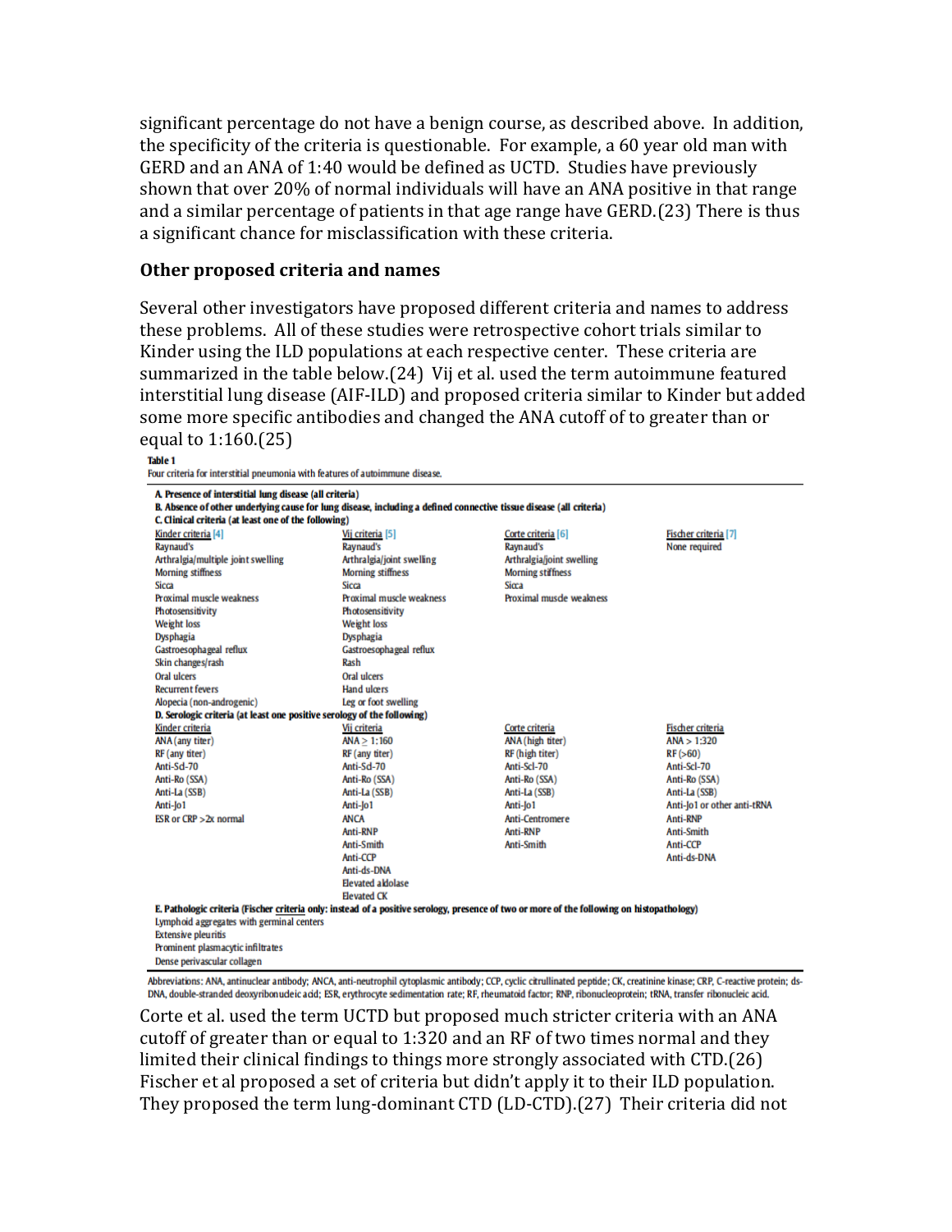significant percentage do not have a benign course, as described above. In addition, the specificity of the criteria is questionable. For example, a 60 year old man with GERD and an ANA of 1:40 would be defined as UCTD. Studies have previously shown that over 20% of normal individuals will have an ANA positive in that range and a similar percentage of patients in that age range have GERD.(23) There is thus a significant chance for misclassification with these criteria.

### Other proposed criteria and names

Several other investigators have proposed different criteria and names to address these problems. All of these studies were retrospective cohort trials similar to Kinder using the ILD populations at each respective center. These criteria are summarized in the table below.(24) Vij et al. used the term autoimmune featured interstitial lung disease (AIF-ILD) and proposed criteria similar to Kinder but added some more specific antibodies and changed the ANA cutoff of to greater than or equal to 1:160.(25)

**Table 1**
Four criteria for interstitial pneumonia with features of autoimmune disease.

| | | | |
|---|---|---|---|
| **A. Presence of interstitial lung disease (all criteria)** | | | |
| **B. Absence of other underlying cause for lung disease, including a defined connective tissue disease (all criteria)** | | | |
| **C. Clinical criteria (at least one of the following)** | | | |
| Kinder criteria [4] | Vij criteria [5] | Corte criteria [6] | Fischer criteria [7] |
| Raynaud's | Raynaud's | Raynaud's | None required |
| Arthralgia/multiple joint swelling | Arthralgia/joint swelling | Arthralgia/joint swelling | |
| Morning stiffness | Morning stiffness | Morning stiffness | |
| Sicca | Sicca | Sicca | |
| Proximal muscle weakness | Proximal muscle weakness | Proximal muscle weakness | |
| Photosensitivity | Photosensitivity | | |
| Weight loss | Weight loss | | |
| Dysphagia | Dysphagia | | |
| Gastroesophageal reflux | Gastroesophageal reflux | | |
| Skin changes/rash | Rash | | |
| Oral ulcers | Oral ulcers | | |
| Recurrent fevers | Hand ulcers | | |
| Alopecia (non-androgenic) | Leg or foot swelling | | |
| **D. Serologic criteria (at least one positive serology of the following)** | | | |
| Kinder criteria | Vij criteria | Corte criteria | Fischer criteria |
| ANA (any titer) | ANA > 1:160 | ANA (high titer) | ANA > 1:320 |
| RF (any titer) | RF (any titer) | RF (high titer) | RF (>60) |
| Anti-Scl-70 | Anti-Scl-70 | Anti-Scl-70 | Anti-Scl-70 |
| Anti-Ro (SSA) | Anti-Ro (SSA) | Anti-Ro (SSA) | Anti-Ro (SSA) |
| Anti-La (SSB) | Anti-La (SSB) | Anti-La (SSB) | Anti-La (SSB) |
| Anti-Jo1 | Anti-Jo1 | Anti-Jo1 | Anti-Jo1 or other anti-tRNA |
| ESR or CRP >2x normal | ANCA | Anti-Centromere | Anti-RNP |
| | Anti-RNP | Anti-RNP | Anti-Smith |
| | Anti-Smith | Anti-Smith | Anti-CCP |
| | Anti-CCP | | Anti-ds-DNA |
| | Anti-ds-DNA | | |
| | Elevated aldolase | | |
| | Elevated CK | | |
| **E. Pathologic criteria (Fischer criteria only: instead of a positive serology, presence of two or more of the following on histopathology)** | | | |
| Lymphoid aggregates with germinal centers | | | |
| Extensive pleuritis | | | |
| Prominent plasmacytic infiltrates | | | |
| Dense perivascular collagen | | | |

Abbreviations: ANA, antinuclear antibody; ANCA, anti-neutrophil cytoplasmic antibody; CCP, cyclic citrullinated peptide; CK, creatinine kinase; CRP, C-reactive protein; ds-DNA, double-stranded deoxyribonucleic acid; ESR, erythrocyte sedimentation rate; RF, rheumatoid factor; RNP, ribonucleoprotein; tRNA, transfer ribonucleic acid.

Corte et al. used the term UCTD but proposed much stricter criteria with an ANA cutoff of greater than or equal to 1:320 and an RF of two times normal and they limited their clinical findings to things more strongly associated with CTD.(26) Fischer et al proposed a set of criteria but didn't apply it to their ILD population. They proposed the term lung-dominant CTD (LD-CTD).(27) Their criteria did not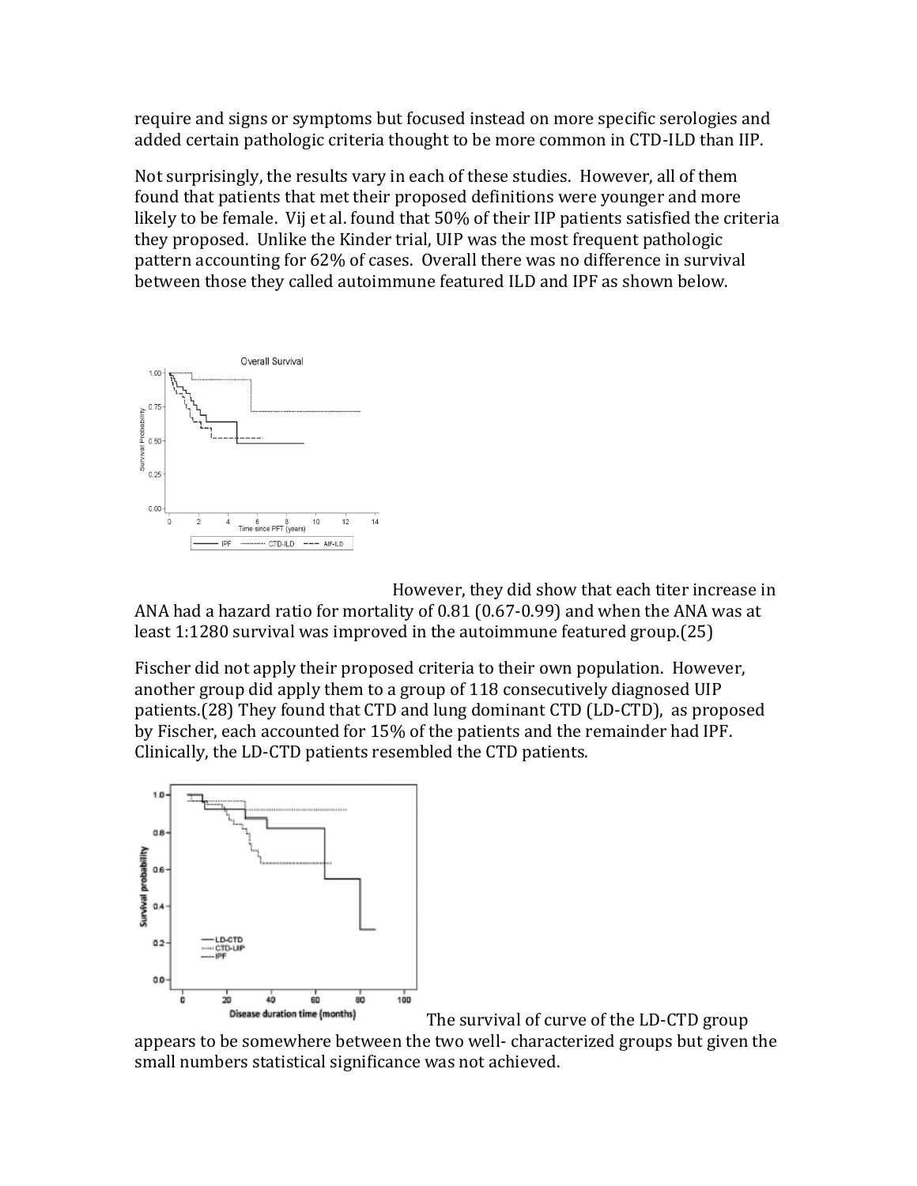require and signs or symptoms but focused instead on more specific serologies and added certain pathologic criteria thought to be more common in CTD-ILD than IIP.

Not surprisingly, the results vary in each of these studies. However, all of them found that patients that met their proposed definitions were younger and more likely to be female. Vij et al. found that 50% of their IIP patients satisfied the criteria they proposed. Unlike the Kinder trial, UIP was the most frequent pathologic pattern accounting for 62% of cases. Overall there was no difference in survival between those they called autoimmune featured ILD and IPF as shown below.

However, they did show that each titer increase in ANA had a hazard ratio for mortality of 0.81 (0.67-0.99) and when the ANA was at least 1:1280 survival was improved in the autoimmune featured group.(25)

Fischer did not apply their proposed criteria to their own population. However, another group did apply them to a group of 118 consecutively diagnosed UIP patients.(28) They found that CTD and lung dominant CTD (LD-CTD), as proposed by Fischer, each accounted for 15% of the patients and the remainder had IPF. Clinically, the LD-CTD patients resembled the CTD patients.

The survival of curve of the LD-CTD group appears to be somewhere between the two well- characterized groups but given the small numbers statistical significance was not achieved.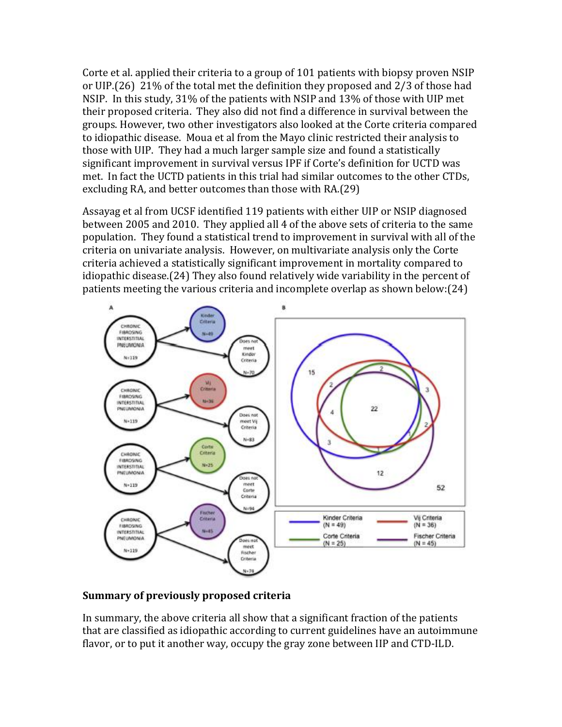Corte et al. applied their criteria to a group of 101 patients with biopsy proven NSIP or UIP.(26) 21% of the total met the definition they proposed and 2/3 of those had NSIP. In this study, 31% of the patients with NSIP and 13% of those with UIP met their proposed criteria. They also did not find a difference in survival between the groups. However, two other investigators also looked at the Corte criteria compared to idiopathic disease. Moua et al from the Mayo clinic restricted their analysis to those with UIP. They had a much larger sample size and found a statistically significant improvement in survival versus IPF if Corte's definition for UCTD was met. In fact the UCTD patients in this trial had similar outcomes to the other CTDs, excluding RA, and better outcomes than those with RA.(29)

Assayag et al from UCSF identified 119 patients with either UIP or NSIP diagnosed between 2005 and 2010. They applied all 4 of the above sets of criteria to the same population. They found a statistical trend to improvement in survival with all of the criteria on univariate analysis. However, on multivariate analysis only the Corte criteria achieved a statistically significant improvement in mortality compared to idiopathic disease.(24) They also found relatively wide variability in the percent of patients meeting the various criteria and incomplete overlap as shown below:(24)

## Summary of previously proposed criteria

In summary, the above criteria all show that a significant fraction of the patients that are classified as idiopathic according to current guidelines have an autoimmune flavor, or to put it another way, occupy the gray zone between IIP and CTD-ILD.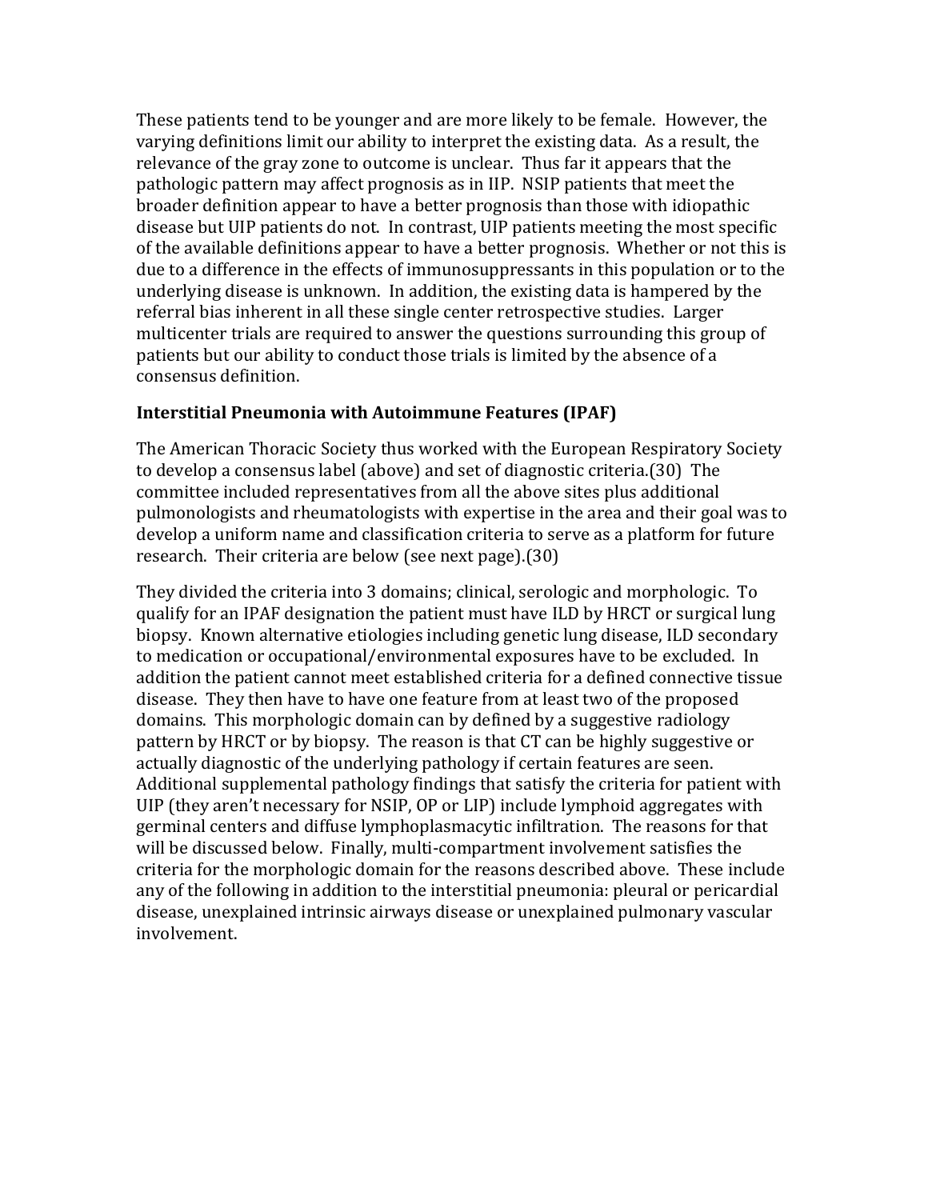These patients tend to be younger and are more likely to be female. However, the varying definitions limit our ability to interpret the existing data. As a result, the relevance of the gray zone to outcome is unclear. Thus far it appears that the pathologic pattern may affect prognosis as in IIP. NSIP patients that meet the broader definition appear to have a better prognosis than those with idiopathic disease but UIP patients do not. In contrast, UIP patients meeting the most specific of the available definitions appear to have a better prognosis. Whether or not this is due to a difference in the effects of immunosuppressants in this population or to the underlying disease is unknown. In addition, the existing data is hampered by the referral bias inherent in all these single center retrospective studies. Larger multicenter trials are required to answer the questions surrounding this group of patients but our ability to conduct those trials is limited by the absence of a consensus definition.

### Interstitial Pneumonia with Autoimmune Features (IPAF)

The American Thoracic Society thus worked with the European Respiratory Society to develop a consensus label (above) and set of diagnostic criteria.(30) The committee included representatives from all the above sites plus additional pulmonologists and rheumatologists with expertise in the area and their goal was to develop a uniform name and classification criteria to serve as a platform for future research. Their criteria are below (see next page).(30)

They divided the criteria into 3 domains; clinical, serologic and morphologic. To qualify for an IPAF designation the patient must have ILD by HRCT or surgical lung biopsy. Known alternative etiologies including genetic lung disease, ILD secondary to medication or occupational/environmental exposures have to be excluded. In addition the patient cannot meet established criteria for a defined connective tissue disease. They then have to have one feature from at least two of the proposed domains. This morphologic domain can by defined by a suggestive radiology pattern by HRCT or by biopsy. The reason is that CT can be highly suggestive or actually diagnostic of the underlying pathology if certain features are seen. Additional supplemental pathology findings that satisfy the criteria for patient with UIP (they aren't necessary for NSIP, OP or LIP) include lymphoid aggregates with germinal centers and diffuse lymphoplasmacytic infiltration. The reasons for that will be discussed below. Finally, multi-compartment involvement satisfies the criteria for the morphologic domain for the reasons described above. These include any of the following in addition to the interstitial pneumonia: pleural or pericardial disease, unexplained intrinsic airways disease or unexplained pulmonary vascular involvement.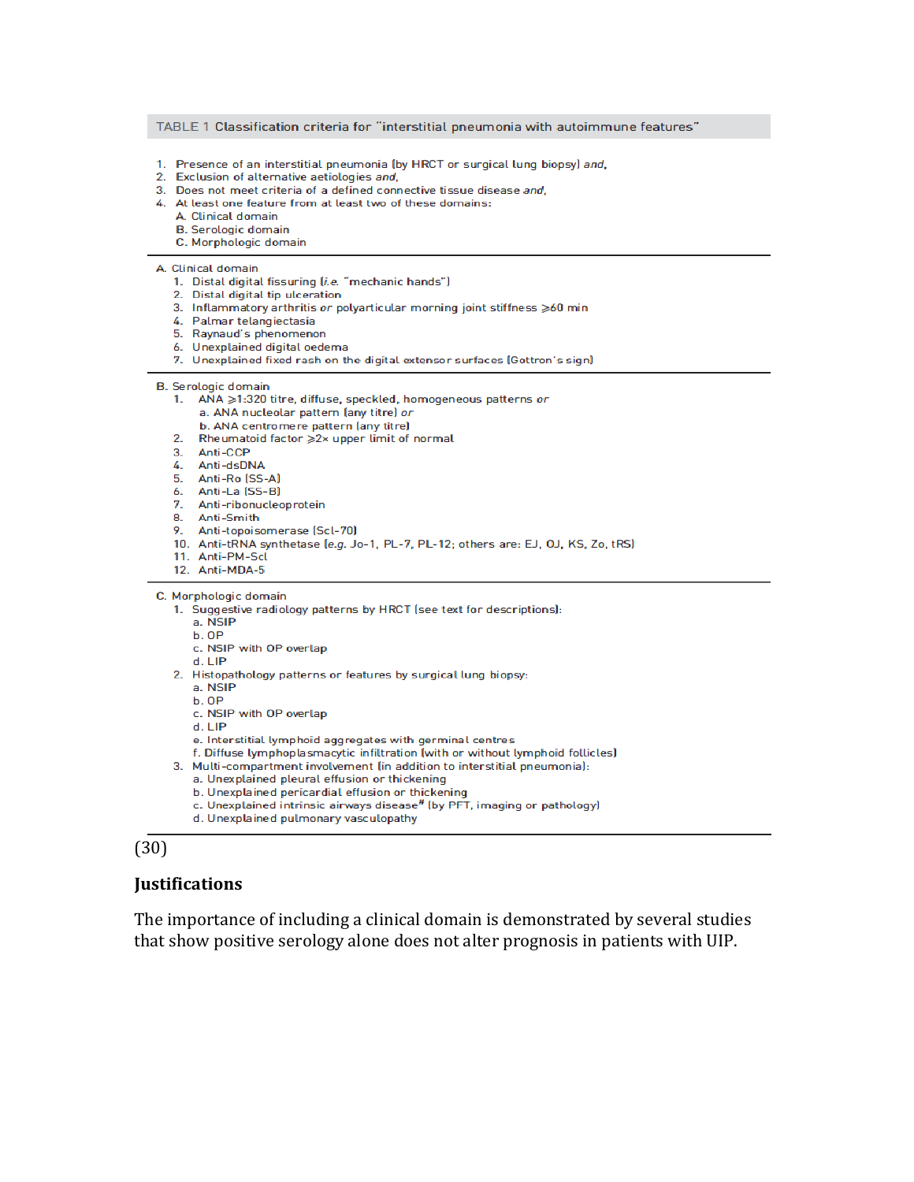TABLE 1 Classification criteria for "interstitial pneumonia with autoimmune features"

1. Presence of an interstitial pneumonia (by HRCT or surgical lung biopsy) *and*,
2. Exclusion of alternative aetiologies *and*,
3. Does not meet criteria of a defined connective tissue disease *and*,
4. At least one feature from at least two of these domains:
   A. Clinical domain
   B. Serologic domain
   C. Morphologic domain

A. Clinical domain
1. Distal digital fissuring (*i.e.* "mechanic hands")
2. Distal digital tip ulceration
3. Inflammatory arthritis *or* polyarticular morning joint stiffness ≥60 min
4. Palmar telangiectasia
5. Raynaud's phenomenon
6. Unexplained digital oedema
7. Unexplained fixed rash on the digital extensor surfaces (Gottron's sign)

B. Serologic domain
1. ANA ≥1:320 titre, diffuse, speckled, homogeneous patterns *or*
   a. ANA nucleolar pattern (any titre) *or*
   b. ANA centromere pattern (any titre)
2. Rheumatoid factor ≥2× upper limit of normal
3. Anti-CCP
4. Anti-dsDNA
5. Anti-Ro (SS-A)
6. Anti-La (SS-B)
7. Anti-ribonucleoprotein
8. Anti-Smith
9. Anti-topoisomerase (Scl-70)
10. Anti-tRNA synthetase (*e.g.* Jo-1, PL-7, PL-12; others are: EJ, OJ, KS, Zo, tRS)
11. Anti-PM-Scl
12. Anti-MDA-5

C. Morphologic domain
1. Suggestive radiology patterns by HRCT (see text for descriptions):
   a. NSIP
   b. OP
   c. NSIP with OP overlap
   d. LIP
2. Histopathology patterns or features by surgical lung biopsy:
   a. NSIP
   b. OP
   c. NSIP with OP overlap
   d. LIP
   e. Interstitial lymphoid aggregates with germinal centres
   f. Diffuse lymphoplasmacytic infiltration (with or without lymphoid follicles)
3. Multi-compartment involvement (in addition to interstitial pneumonia):
   a. Unexplained pleural effusion or thickening
   b. Unexplained pericardial effusion or thickening
   c. Unexplained intrinsic airways disease[#] (by PFT, imaging or pathology)
   d. Unexplained pulmonary vasculopathy

(30)

## Justifications

The importance of including a clinical domain is demonstrated by several studies that show positive serology alone does not alter prognosis in patients with UIP.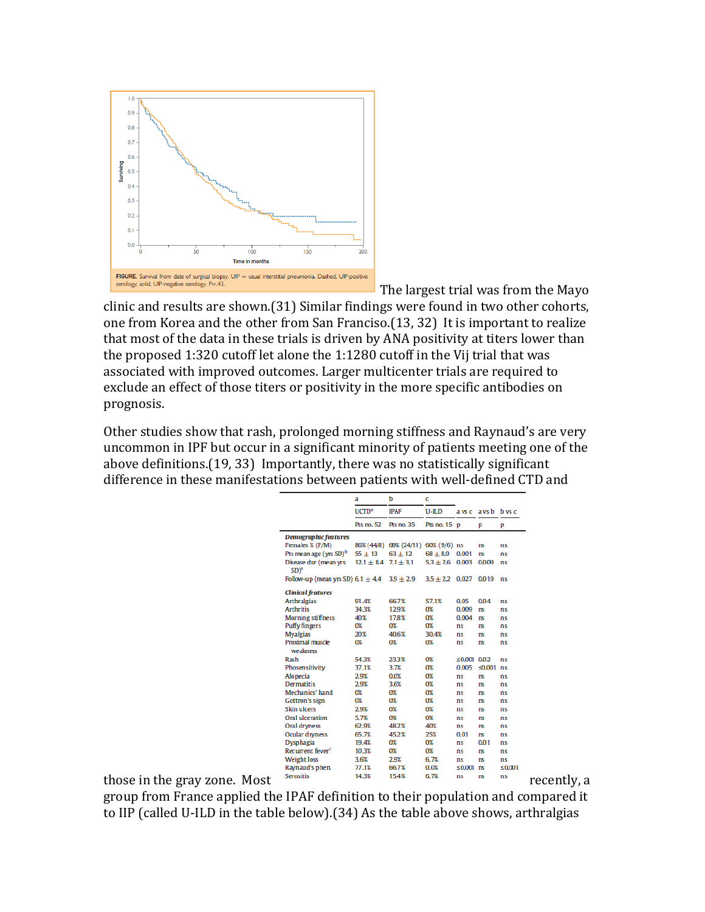FIGURE. Survival from date of surgical biopsy. UIP = usual interstitial pneumonia. Dashed, UIP-positive serology; solid, UIP-negative serology. P=.43.

The largest trial was from the Mayo clinic and results are shown.(31) Similar findings were found in two other cohorts, one from Korea and the other from San Francisco.(13, 32) It is important to realize that most of the data in these trials is driven by ANA positivity at titers lower than the proposed 1:320 cutoff let alone the 1:1280 cutoff in the Vij trial that was associated with improved outcomes. Larger multicenter trials are required to exclude an effect of those titers or positivity in the more specific antibodies on prognosis.

Other studies show that rash, prolonged morning stiffness and Raynaud's are very uncommon in IPF but occur in a significant minority of patients meeting one of the above definitions.(19, 33) Importantly, there was no statistically significant difference in these manifestations between patients with well-defined CTD and those in the gray zone. Most recently, a group from France applied the IPAF definition to their population and compared it to IIP (called U-ILD in the table below).(34) As the table above shows, arthralgias

| | a | b | c | | | |
|---|---|---|---|---|---|---|
| | UCTD[a] | IPAF | U-ILD | a vs c | a vs b | b vs c |
| | Pts no. 52 | Pts no. 35 | Pts no. 15 | p | p | p |
| ***Demographic features*** | | | | | | |
| Females % (F/M) | 86% (44/8) | 69% (24/11) | 60% (9/6) | ns | ns | ns |
| Pts mean age (yrs SD)[b] | 55 ± 13 | 63 ± 12 | 68 ± 8.9 | 0.001 | ns | ns |
| Disease dur (mean yrs SD)[a] | 12.1 ± 8.4 | 7.1 ± 3.1 | 5.3 ± 2.6 | 0.003 | 0.009 | ns |
| Follow-up (mean yrs SD) | 6.1 ± 4.4 | 3.9 ± 2.9 | 3.5 ± 2.2 | 0.027 | 0.019 | ns |
| ***Clinical features*** | | | | | | |
| Arthralgias | 91.4% | 66.7% | 57.1% | 0.05 | 0.04 | ns |
| Arthritis | 34.3% | 12.9% | 0% | 0.009 | ns | ns |
| Morning stiffness | 40% | 17.8% | 0% | 0.004 | ns | ns |
| Puffy fingers | 0% | 0% | 0% | ns | ns | ns |
| Myalgias | 20% | 40.6% | 30.4% | ns | ns | ns |
| Proximal muscle weakness | 0% | 0% | 0% | ns | ns | ns |
| Rash | 54.3% | 23.3% | 0% | ≤0.001 | 0.02 | ns |
| Phosensitivity | 37.1% | 3.7% | 0% | 0.005 | ≤0.001 | ns |
| Alopecia | 2.9% | 0.0% | 0% | ns | ns | ns |
| Dermatitis | 2.9% | 3.6% | 0% | ns | ns | ns |
| Mechanics' hand | 0% | 0% | 0% | ns | ns | ns |
| Gottron's sign | 0% | 0% | 0% | ns | ns | ns |
| Skin ulcers | 2.9% | 0% | 0% | ns | ns | ns |
| Oral ulceration | 5.7% | 0% | 0% | ns | ns | ns |
| Oral dryness | 62.9% | 48.2% | 40% | ns | ns | ns |
| Ocular dryness | 65.7% | 45.2% | 25% | 0.01 | ns | ns |
| Dysphagia | 19.4% | 0% | 0% | ns | 0.01 | ns |
| Recurrent fever[c] | 10.3% | 0% | 0% | ns | ns | ns |
| Weight loss | 3.6% | 2.9% | 6.7% | ns | ns | ns |
| Raynaud's phen. | 77.1% | 66.7% | 0.0% | ≤0.001 | ns | ≤0.001 |
| Serositis | 14.3% | 15.4% | 6.7% | ns | ns | ns |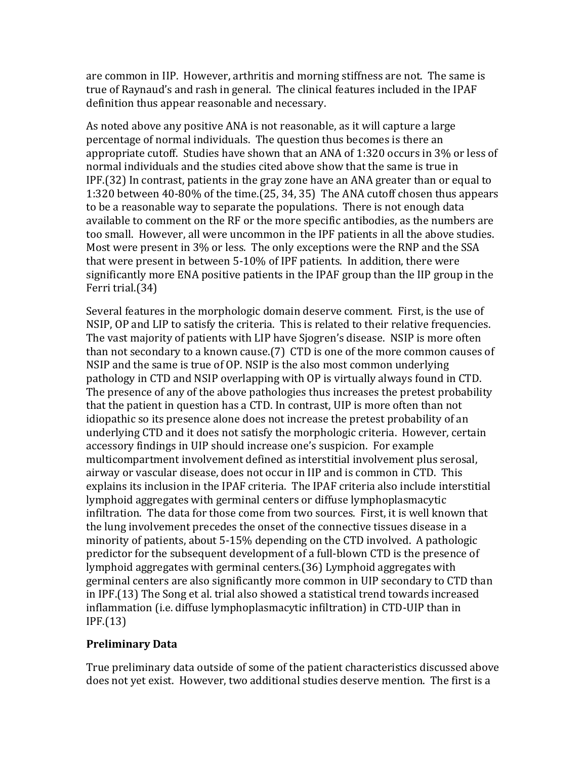are common in IIP. However, arthritis and morning stiffness are not. The same is true of Raynaud's and rash in general. The clinical features included in the IPAF definition thus appear reasonable and necessary.

As noted above any positive ANA is not reasonable, as it will capture a large percentage of normal individuals. The question thus becomes is there an appropriate cutoff. Studies have shown that an ANA of 1:320 occurs in 3% or less of normal individuals and the studies cited above show that the same is true in IPF.(32) In contrast, patients in the gray zone have an ANA greater than or equal to 1:320 between 40-80% of the time.(25, 34, 35) The ANA cutoff chosen thus appears to be a reasonable way to separate the populations. There is not enough data available to comment on the RF or the more specific antibodies, as the numbers are too small. However, all were uncommon in the IPF patients in all the above studies. Most were present in 3% or less. The only exceptions were the RNP and the SSA that were present in between 5-10% of IPF patients. In addition, there were significantly more ENA positive patients in the IPAF group than the IIP group in the Ferri trial.(34)

Several features in the morphologic domain deserve comment. First, is the use of NSIP, OP and LIP to satisfy the criteria. This is related to their relative frequencies. The vast majority of patients with LIP have Sjogren's disease. NSIP is more often than not secondary to a known cause.(7) CTD is one of the more common causes of NSIP and the same is true of OP. NSIP is the also most common underlying pathology in CTD and NSIP overlapping with OP is virtually always found in CTD. The presence of any of the above pathologies thus increases the pretest probability that the patient in question has a CTD. In contrast, UIP is more often than not idiopathic so its presence alone does not increase the pretest probability of an underlying CTD and it does not satisfy the morphologic criteria. However, certain accessory findings in UIP should increase one's suspicion. For example multicompartment involvement defined as interstitial involvement plus serosal, airway or vascular disease, does not occur in IIP and is common in CTD. This explains its inclusion in the IPAF criteria. The IPAF criteria also include interstitial lymphoid aggregates with germinal centers or diffuse lymphoplasmacytic infiltration. The data for those come from two sources. First, it is well known that the lung involvement precedes the onset of the connective tissues disease in a minority of patients, about 5-15% depending on the CTD involved. A pathologic predictor for the subsequent development of a full-blown CTD is the presence of lymphoid aggregates with germinal centers.(36) Lymphoid aggregates with germinal centers are also significantly more common in UIP secondary to CTD than in IPF.(13) The Song et al. trial also showed a statistical trend towards increased inflammation (i.e. diffuse lymphoplasmacytic infiltration) in CTD-UIP than in IPF.(13)

**Preliminary Data**

True preliminary data outside of some of the patient characteristics discussed above does not yet exist. However, two additional studies deserve mention. The first is a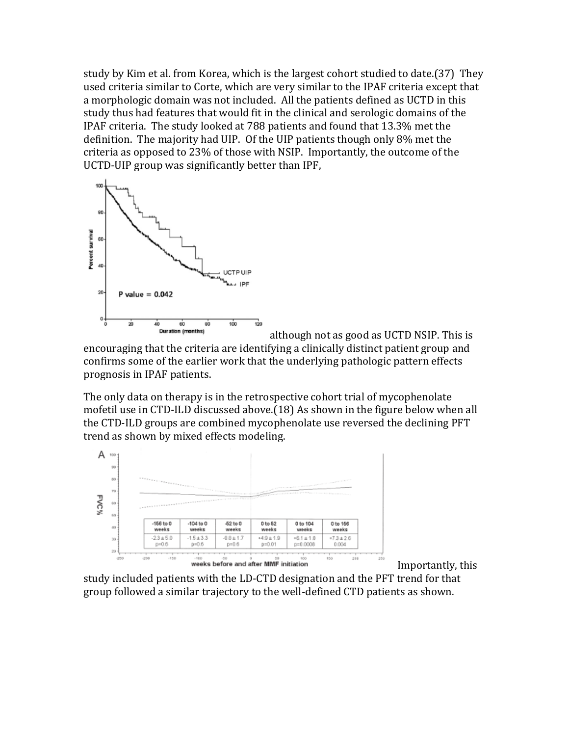study by Kim et al. from Korea, which is the largest cohort studied to date.(37) They used criteria similar to Corte, which are very similar to the IPAF criteria except that a morphologic domain was not included. All the patients defined as UCTD in this study thus had features that would fit in the clinical and serologic domains of the IPAF criteria. The study looked at 788 patients and found that 13.3% met the definition. The majority had UIP. Of the UIP patients though only 8% met the criteria as opposed to 23% of those with NSIP. Importantly, the outcome of the UCTD-UIP group was significantly better than IPF, although not as good as UCTD NSIP. This is encouraging that the criteria are identifying a clinically distinct patient group and confirms some of the earlier work that the underlying pathologic pattern effects prognosis in IPAF patients.

The only data on therapy is in the retrospective cohort trial of mycophenolate mofetil use in CTD-ILD discussed above.(18) As shown in the figure below when all the CTD-ILD groups are combined mycophenolate use reversed the declining PFT trend as shown by mixed effects modeling.

| -156 to 0 weeks | -104 to 0 weeks | -52 to 0 weeks | 0 to 52 weeks | 0 to 104 weeks | 0 to 156 weeks |
|---|---|---|---|---|---|
| -2.3 ± 5.0 p=0.6 | -1.5 ± 3.3 p=0.6 | -0.8 ± 1.7 p=0.6 | +4.9 ± 1.9 p=0.01 | +6.1 ± 1.8 p=0.0008 | +7.3 ± 2.6 0.004 |

Importantly, this study included patients with the LD-CTD designation and the PFT trend for that group followed a similar trajectory to the well-defined CTD patients as shown.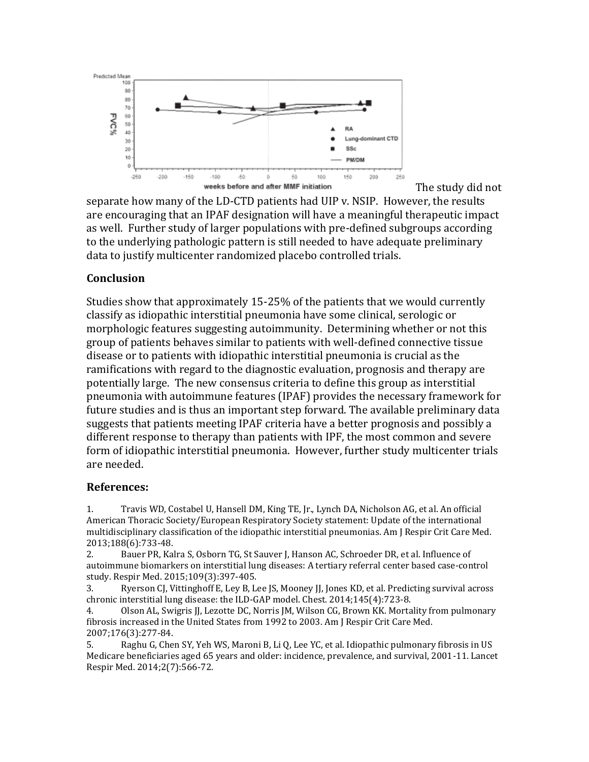The study did not separate how many of the LD-CTD patients had UIP v. NSIP. However, the results are encouraging that an IPAF designation will have a meaningful therapeutic impact as well. Further study of larger populations with pre-defined subgroups according to the underlying pathologic pattern is still needed to have adequate preliminary data to justify multicenter randomized placebo controlled trials.

## Conclusion

Studies show that approximately 15-25% of the patients that we would currently classify as idiopathic interstitial pneumonia have some clinical, serologic or morphologic features suggesting autoimmunity. Determining whether or not this group of patients behaves similar to patients with well-defined connective tissue disease or to patients with idiopathic interstitial pneumonia is crucial as the ramifications with regard to the diagnostic evaluation, prognosis and therapy are potentially large. The new consensus criteria to define this group as interstitial pneumonia with autoimmune features (IPAF) provides the necessary framework for future studies and is thus an important step forward. The available preliminary data suggests that patients meeting IPAF criteria have a better prognosis and possibly a different response to therapy than patients with IPF, the most common and severe form of idiopathic interstitial pneumonia. However, further study multicenter trials are needed.

## References:

1. Travis WD, Costabel U, Hansell DM, King TE, Jr., Lynch DA, Nicholson AG, et al. An official American Thoracic Society/European Respiratory Society statement: Update of the international multidisciplinary classification of the idiopathic interstitial pneumonias. Am J Respir Crit Care Med. 2013;188(6):733-48.
2. Bauer PR, Kalra S, Osborn TG, St Sauver J, Hanson AC, Schroeder DR, et al. Influence of autoimmune biomarkers on interstitial lung diseases: A tertiary referral center based case-control study. Respir Med. 2015;109(3):397-405.
3. Ryerson CJ, Vittinghoff E, Ley B, Lee JS, Mooney JJ, Jones KD, et al. Predicting survival across chronic interstitial lung disease: the ILD-GAP model. Chest. 2014;145(4):723-8.
4. Olson AL, Swigris JJ, Lezotte DC, Norris JM, Wilson CG, Brown KK. Mortality from pulmonary fibrosis increased in the United States from 1992 to 2003. Am J Respir Crit Care Med. 2007;176(3):277-84.
5. Raghu G, Chen SY, Yeh WS, Maroni B, Li Q, Lee YC, et al. Idiopathic pulmonary fibrosis in US Medicare beneficiaries aged 65 years and older: incidence, prevalence, and survival, 2001-11. Lancet Respir Med. 2014;2(7):566-72.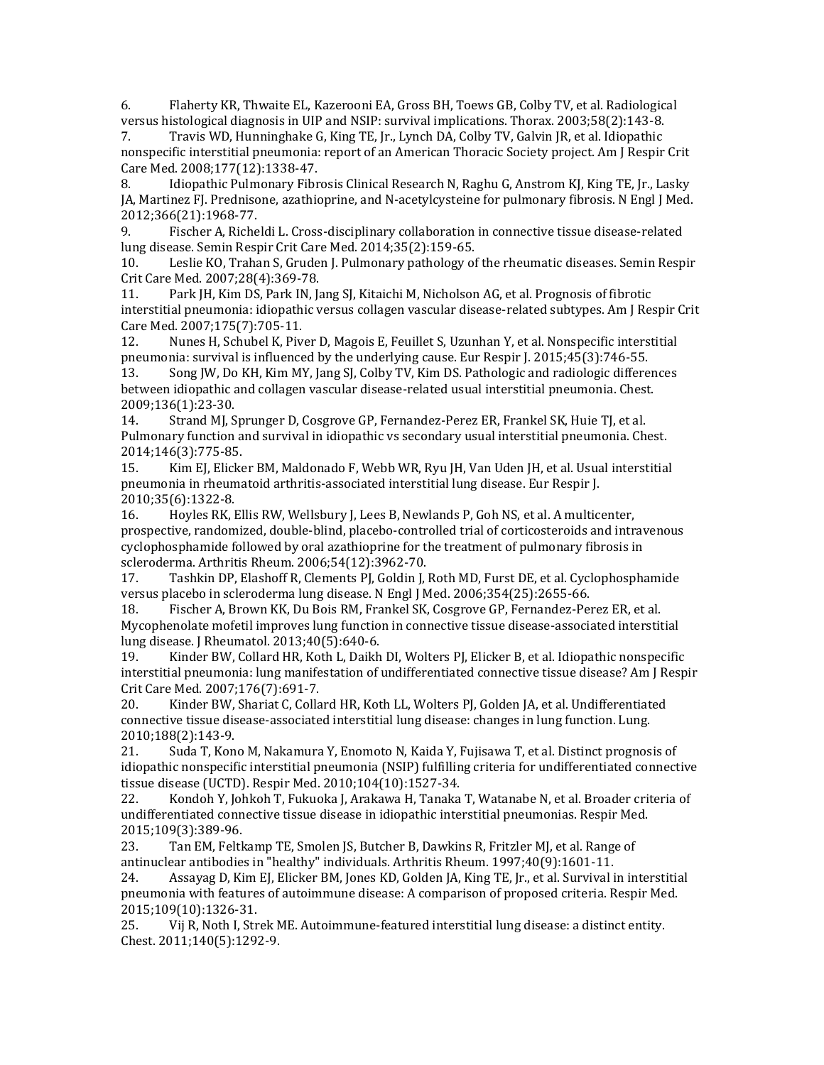6. Flaherty KR, Thwaite EL, Kazerooni EA, Gross BH, Toews GB, Colby TV, et al. Radiological versus histological diagnosis in UIP and NSIP: survival implications. Thorax. 2003;58(2):143-8.
7. Travis WD, Hunninghake G, King TE, Jr., Lynch DA, Colby TV, Galvin JR, et al. Idiopathic nonspecific interstitial pneumonia: report of an American Thoracic Society project. Am J Respir Crit Care Med. 2008;177(12):1338-47.
8. Idiopathic Pulmonary Fibrosis Clinical Research N, Raghu G, Anstrom KJ, King TE, Jr., Lasky JA, Martinez FJ. Prednisone, azathioprine, and N-acetylcysteine for pulmonary fibrosis. N Engl J Med. 2012;366(21):1968-77.
9. Fischer A, Richeldi L. Cross-disciplinary collaboration in connective tissue disease-related lung disease. Semin Respir Crit Care Med. 2014;35(2):159-65.
10. Leslie KO, Trahan S, Gruden J. Pulmonary pathology of the rheumatic diseases. Semin Respir Crit Care Med. 2007;28(4):369-78.
11. Park JH, Kim DS, Park IN, Jang SJ, Kitaichi M, Nicholson AG, et al. Prognosis of fibrotic interstitial pneumonia: idiopathic versus collagen vascular disease-related subtypes. Am J Respir Crit Care Med. 2007;175(7):705-11.
12. Nunes H, Schubel K, Piver D, Magois E, Feuillet S, Uzunhan Y, et al. Nonspecific interstitial pneumonia: survival is influenced by the underlying cause. Eur Respir J. 2015;45(3):746-55.
13. Song JW, Do KH, Kim MY, Jang SJ, Colby TV, Kim DS. Pathologic and radiologic differences between idiopathic and collagen vascular disease-related usual interstitial pneumonia. Chest. 2009;136(1):23-30.
14. Strand MJ, Sprunger D, Cosgrove GP, Fernandez-Perez ER, Frankel SK, Huie TJ, et al. Pulmonary function and survival in idiopathic vs secondary usual interstitial pneumonia. Chest. 2014;146(3):775-85.
15. Kim EJ, Elicker BM, Maldonado F, Webb WR, Ryu JH, Van Uden JH, et al. Usual interstitial pneumonia in rheumatoid arthritis-associated interstitial lung disease. Eur Respir J. 2010;35(6):1322-8.
16. Hoyles RK, Ellis RW, Wellsbury J, Lees B, Newlands P, Goh NS, et al. A multicenter, prospective, randomized, double-blind, placebo-controlled trial of corticosteroids and intravenous cyclophosphamide followed by oral azathioprine for the treatment of pulmonary fibrosis in scleroderma. Arthritis Rheum. 2006;54(12):3962-70.
17. Tashkin DP, Elashoff R, Clements PJ, Goldin J, Roth MD, Furst DE, et al. Cyclophosphamide versus placebo in scleroderma lung disease. N Engl J Med. 2006;354(25):2655-66.
18. Fischer A, Brown KK, Du Bois RM, Frankel SK, Cosgrove GP, Fernandez-Perez ER, et al. Mycophenolate mofetil improves lung function in connective tissue disease-associated interstitial lung disease. J Rheumatol. 2013;40(5):640-6.
19. Kinder BW, Collard HR, Koth L, Daikh DI, Wolters PJ, Elicker B, et al. Idiopathic nonspecific interstitial pneumonia: lung manifestation of undifferentiated connective tissue disease? Am J Respir Crit Care Med. 2007;176(7):691-7.
20. Kinder BW, Shariat C, Collard HR, Koth LL, Wolters PJ, Golden JA, et al. Undifferentiated connective tissue disease-associated interstitial lung disease: changes in lung function. Lung. 2010;188(2):143-9.
21. Suda T, Kono M, Nakamura Y, Enomoto N, Kaida Y, Fujisawa T, et al. Distinct prognosis of idiopathic nonspecific interstitial pneumonia (NSIP) fulfilling criteria for undifferentiated connective tissue disease (UCTD). Respir Med. 2010;104(10):1527-34.
22. Kondoh Y, Johkoh T, Fukuoka J, Arakawa H, Tanaka T, Watanabe N, et al. Broader criteria of undifferentiated connective tissue disease in idiopathic interstitial pneumonias. Respir Med. 2015;109(3):389-96.
23. Tan EM, Feltkamp TE, Smolen JS, Butcher B, Dawkins R, Fritzler MJ, et al. Range of antinuclear antibodies in "healthy" individuals. Arthritis Rheum. 1997;40(9):1601-11.
24. Assayag D, Kim EJ, Elicker BM, Jones KD, Golden JA, King TE, Jr., et al. Survival in interstitial pneumonia with features of autoimmune disease: A comparison of proposed criteria. Respir Med. 2015;109(10):1326-31.
25. Vij R, Noth I, Strek ME. Autoimmune-featured interstitial lung disease: a distinct entity. Chest. 2011;140(5):1292-9.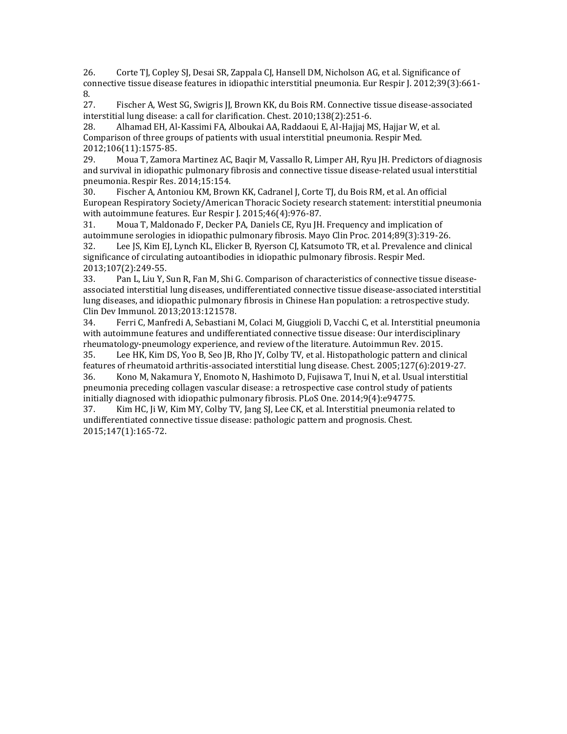26. Corte TJ, Copley SJ, Desai SR, Zappala CJ, Hansell DM, Nicholson AG, et al. Significance of connective tissue disease features in idiopathic interstitial pneumonia. Eur Respir J. 2012;39(3):661-8.

27. Fischer A, West SG, Swigris JJ, Brown KK, du Bois RM. Connective tissue disease-associated interstitial lung disease: a call for clarification. Chest. 2010;138(2):251-6.

28. Alhamad EH, Al-Kassimi FA, Alboukai AA, Raddaoui E, Al-Hajjaj MS, Hajjar W, et al. Comparison of three groups of patients with usual interstitial pneumonia. Respir Med. 2012;106(11):1575-85.

29. Moua T, Zamora Martinez AC, Baqir M, Vassallo R, Limper AH, Ryu JH. Predictors of diagnosis and survival in idiopathic pulmonary fibrosis and connective tissue disease-related usual interstitial pneumonia. Respir Res. 2014;15:154.

30. Fischer A, Antoniou KM, Brown KK, Cadranel J, Corte TJ, du Bois RM, et al. An official European Respiratory Society/American Thoracic Society research statement: interstitial pneumonia with autoimmune features. Eur Respir J. 2015;46(4):976-87.

31. Moua T, Maldonado F, Decker PA, Daniels CE, Ryu JH. Frequency and implication of autoimmune serologies in idiopathic pulmonary fibrosis. Mayo Clin Proc. 2014;89(3):319-26.

32. Lee JS, Kim EJ, Lynch KL, Elicker B, Ryerson CJ, Katsumoto TR, et al. Prevalence and clinical significance of circulating autoantibodies in idiopathic pulmonary fibrosis. Respir Med. 2013;107(2):249-55.

33. Pan L, Liu Y, Sun R, Fan M, Shi G. Comparison of characteristics of connective tissue disease-associated interstitial lung diseases, undifferentiated connective tissue disease-associated interstitial lung diseases, and idiopathic pulmonary fibrosis in Chinese Han population: a retrospective study. Clin Dev Immunol. 2013;2013:121578.

34. Ferri C, Manfredi A, Sebastiani M, Colaci M, Giuggioli D, Vacchi C, et al. Interstitial pneumonia with autoimmune features and undifferentiated connective tissue disease: Our interdisciplinary rheumatology-pneumology experience, and review of the literature. Autoimmun Rev. 2015.

35. Lee HK, Kim DS, Yoo B, Seo JB, Rho JY, Colby TV, et al. Histopathologic pattern and clinical features of rheumatoid arthritis-associated interstitial lung disease. Chest. 2005;127(6):2019-27.

36. Kono M, Nakamura Y, Enomoto N, Hashimoto D, Fujisawa T, Inui N, et al. Usual interstitial pneumonia preceding collagen vascular disease: a retrospective case control study of patients initially diagnosed with idiopathic pulmonary fibrosis. PLoS One. 2014;9(4):e94775.

37. Kim HC, Ji W, Kim MY, Colby TV, Jang SJ, Lee CK, et al. Interstitial pneumonia related to undifferentiated connective tissue disease: pathologic pattern and prognosis. Chest. 2015;147(1):165-72.